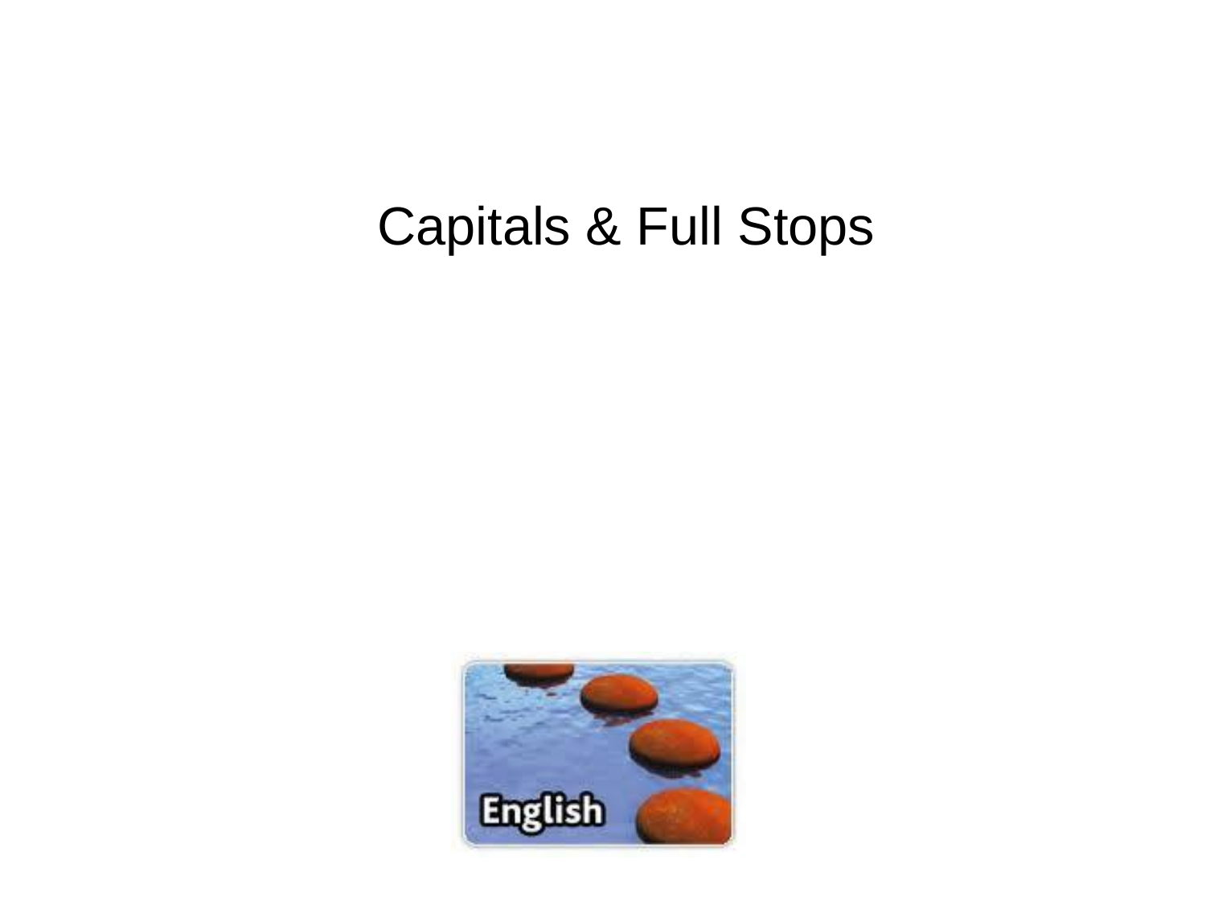# Capitals & Full Stops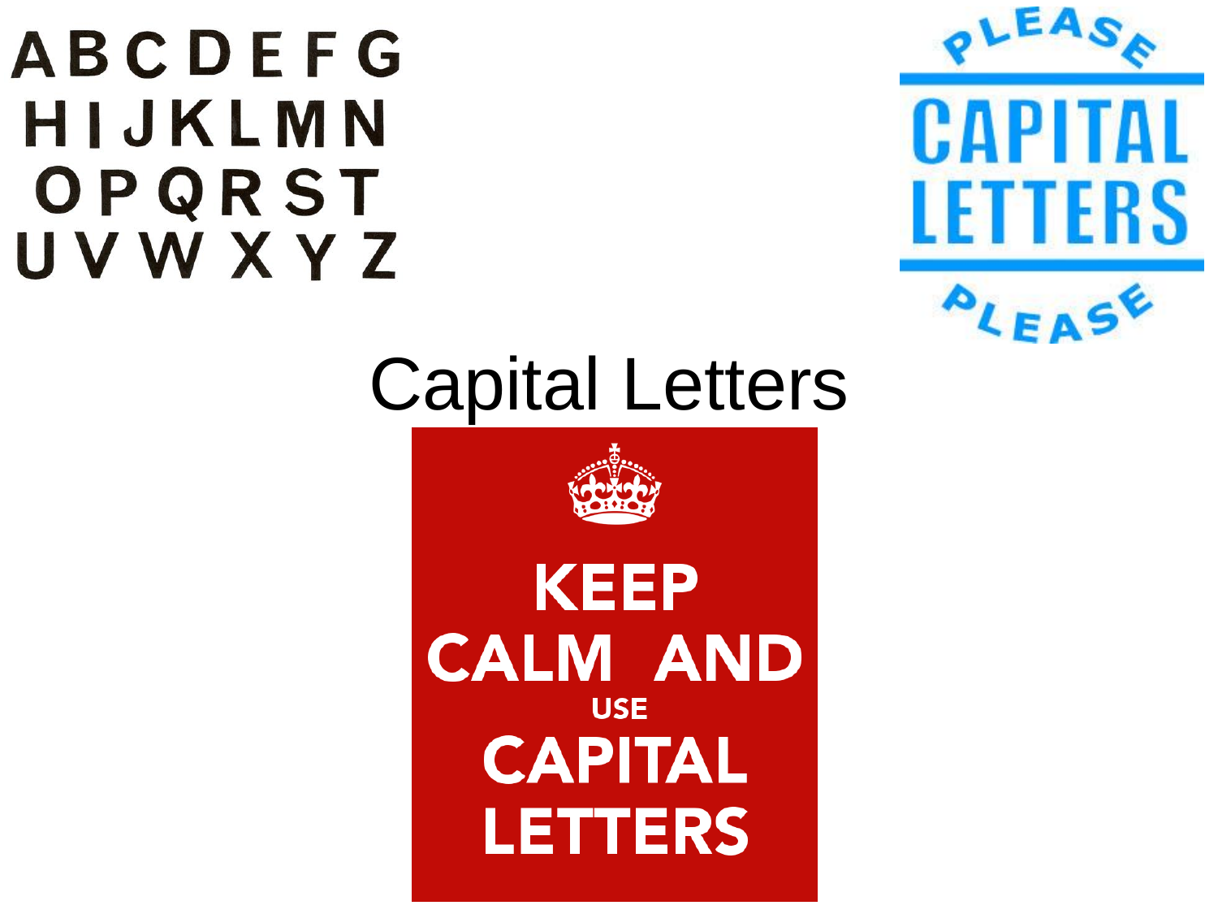ABCDEFG
HIJKLMN
OPQRST
UVWXYZ

PLEASE
CAPITAL
LETTERS
PLEASE

# Capital Letters

KEEP
CALM AND
USE
CAPITAL
LETTERS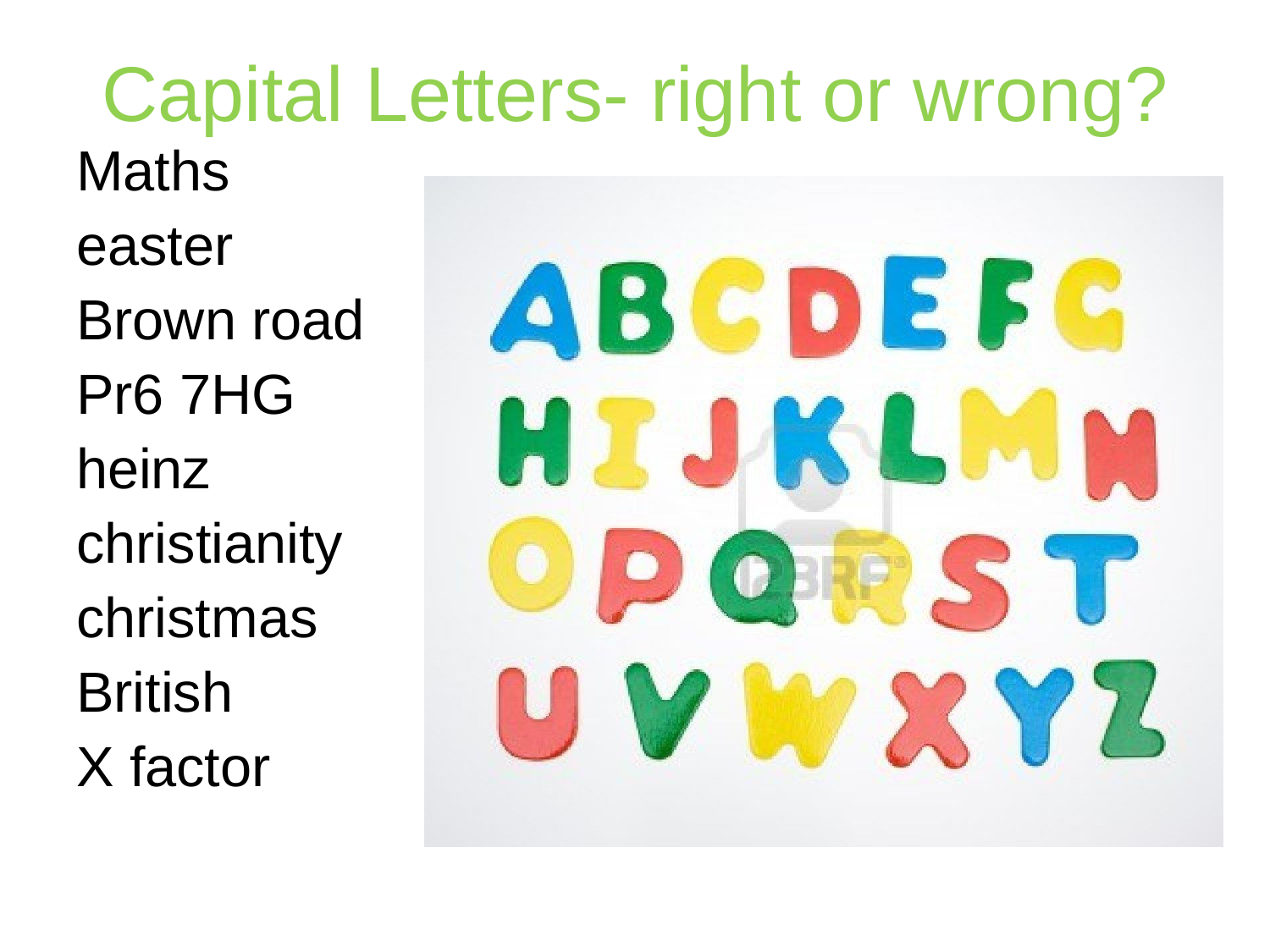# Capital Letters- right or wrong?

Maths

easter

Brown road

Pr6 7HG

heinz

christianity

christmas

British

X factor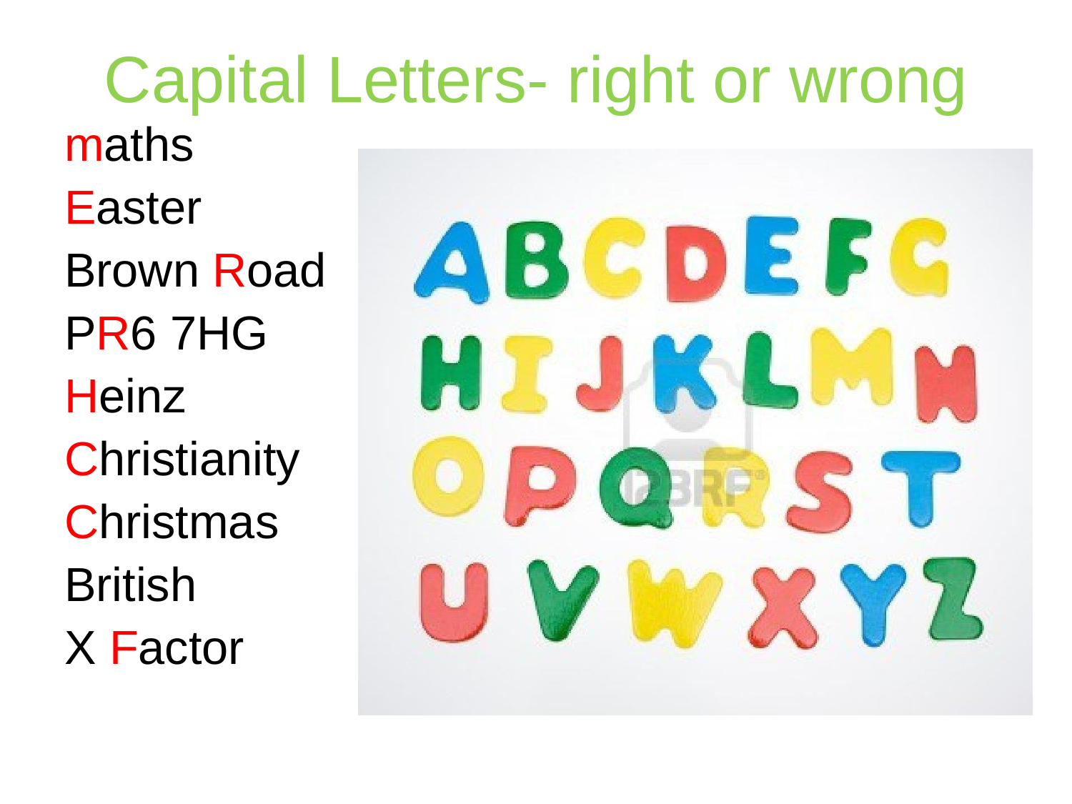# Capital Letters- right or wrong

maths

Easter

Brown Road

PR6 7HG

Heinz

Christianity

Christmas

British

X Factor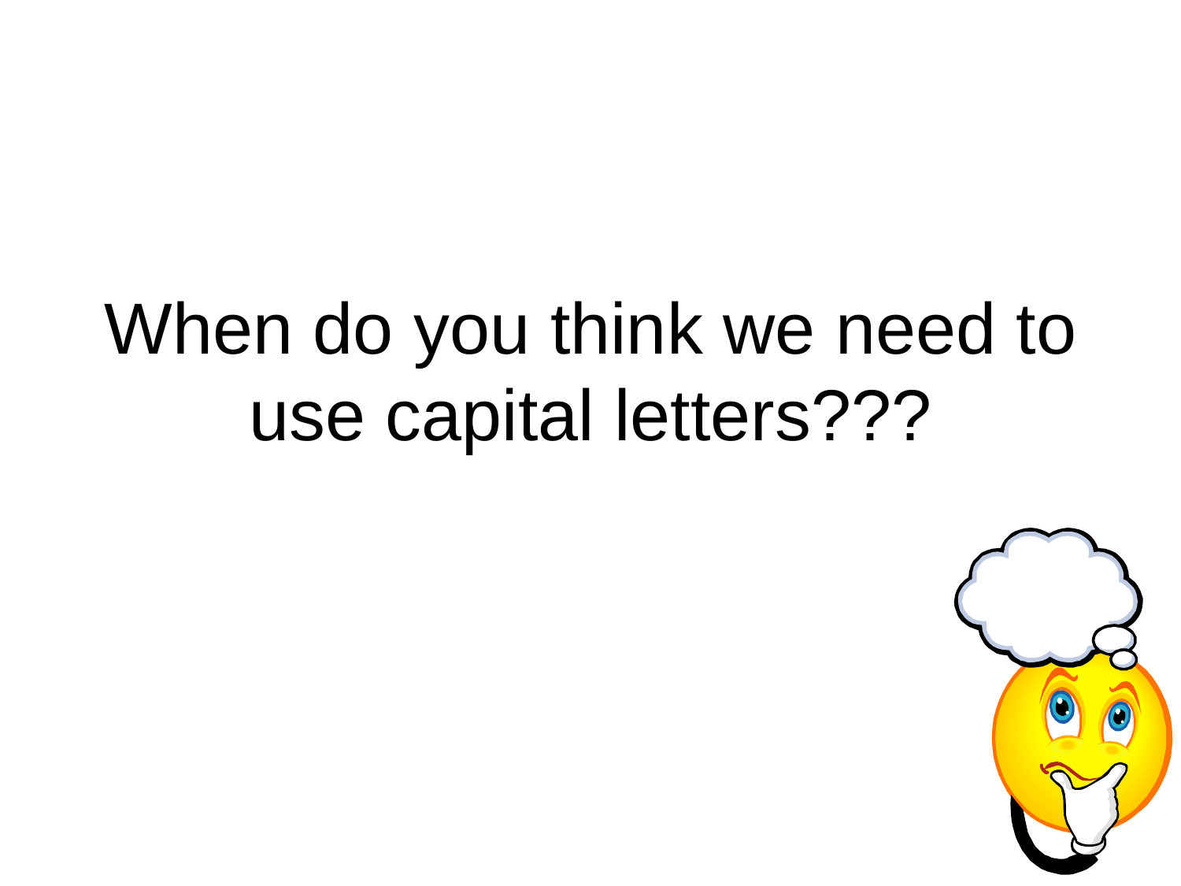When do you think we need to use capital letters???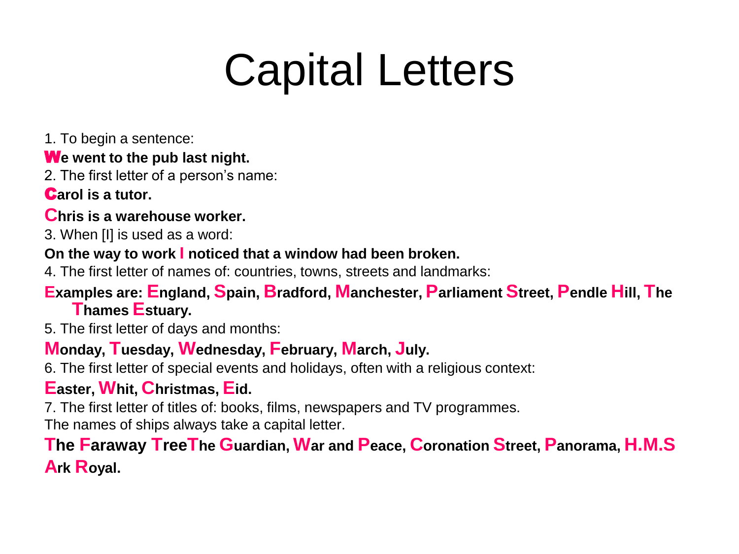# Capital Letters

1. To begin a sentence:

**We went to the pub last night.**

2. The first letter of a person's name:

**Carol is a tutor.**

**Chris is a warehouse worker.**

3. When [I] is used as a word:

**On the way to work I noticed that a window had been broken.**

4. The first letter of names of: countries, towns, streets and landmarks:

**Examples are: England, Spain, Bradford, Manchester, Parliament Street, Pendle Hill, The Thames Estuary.**

5. The first letter of days and months:

**Monday, Tuesday, Wednesday, February, March, July.**

6. The first letter of special events and holidays, often with a religious context:

**Easter, Whit, Christmas, Eid.**

7. The first letter of titles of: books, films, newspapers and TV programmes.
The names of ships always take a capital letter.

**The Faraway TreeThe Guardian, War and Peace, Coronation Street, Panorama, H.M.S Ark Royal.**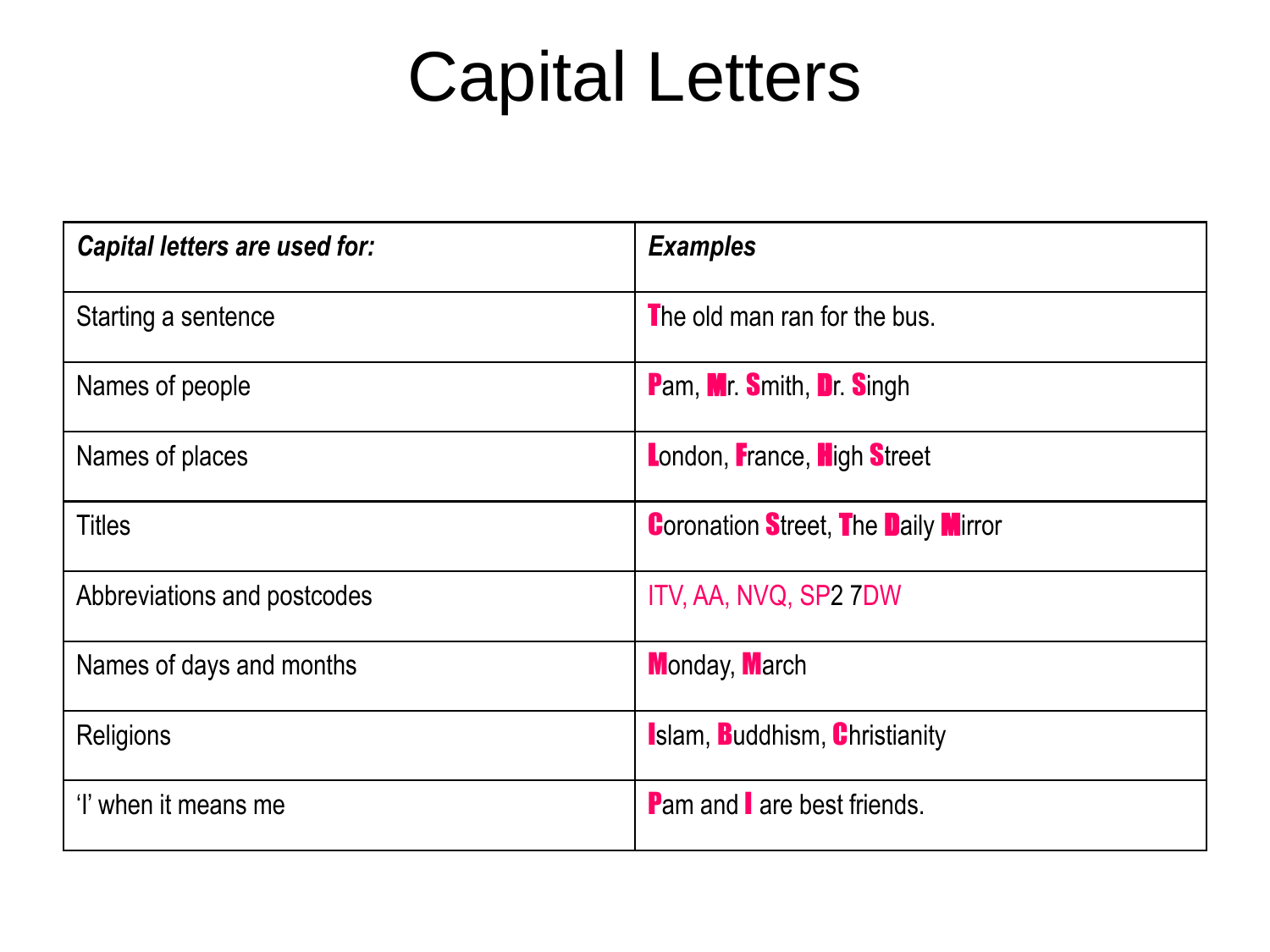# Capital Letters

| *Capital letters are used for:* | *Examples* |
|---|---|
| Starting a sentence | The old man ran for the bus. |
| Names of people | Pam, Mr. Smith, Dr. Singh |
| Names of places | London, France, High Street |
| Titles | Coronation Street, The Daily Mirror |
| Abbreviations and postcodes | ITV, AA, NVQ, SP2 7DW |
| Names of days and months | Monday, March |
| Religions | Islam, Buddhism, Christianity |
| 'I' when it means me | Pam and I are best friends. |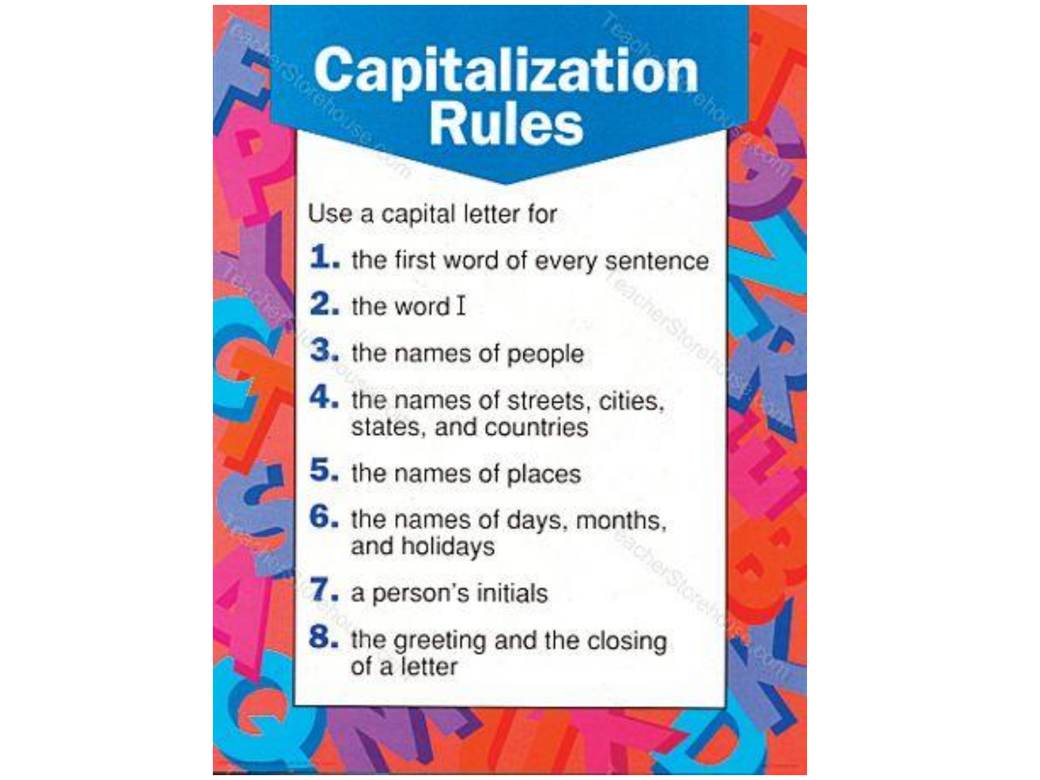# Capitalization Rules

Use a capital letter for

1. the first word of every sentence
2. the word I
3. the names of people
4. the names of streets, cities, states, and countries
5. the names of places
6. the names of days, months, and holidays
7. a person's initials
8. the greeting and the closing of a letter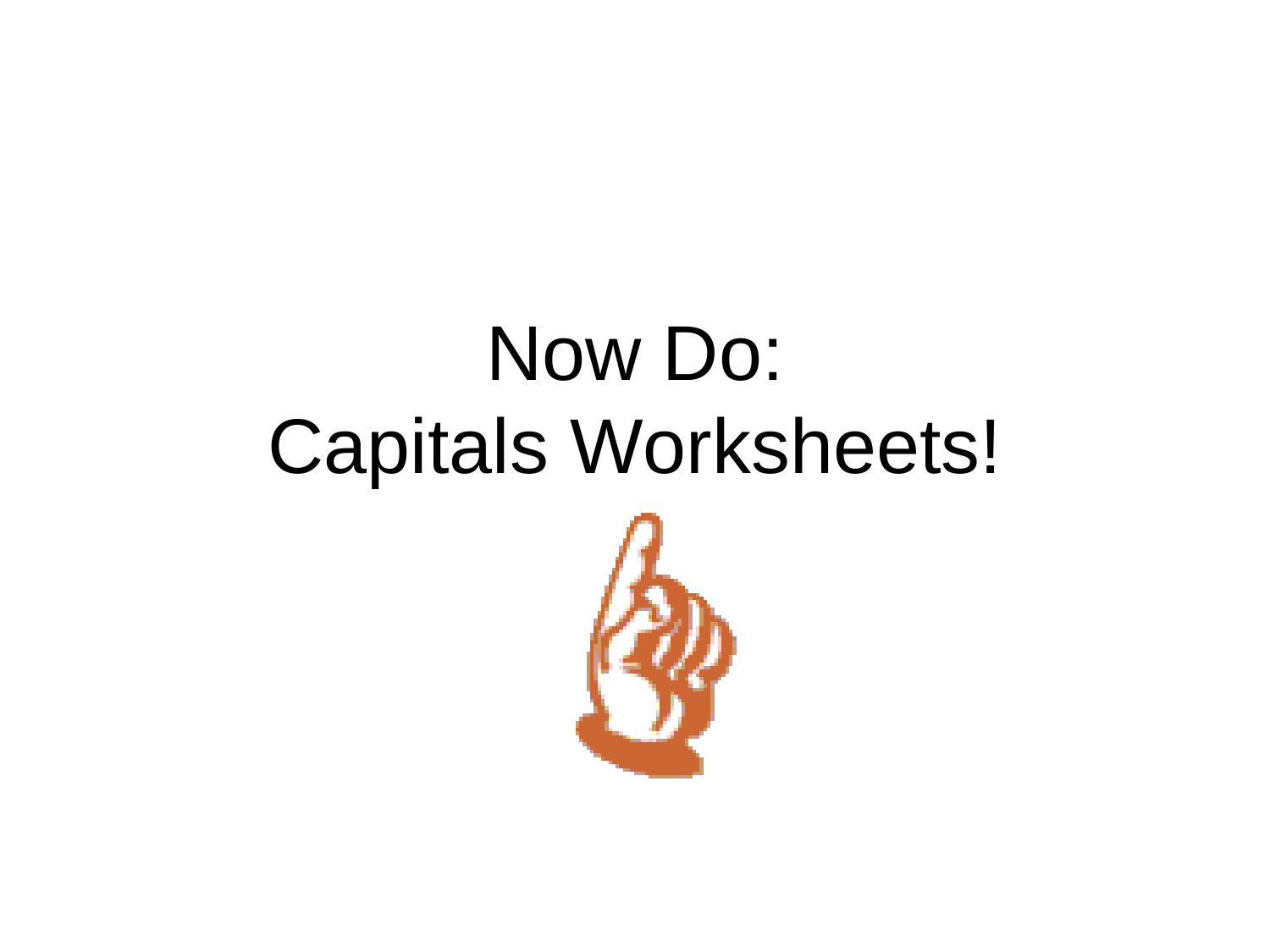Now Do:

Capitals Worksheets!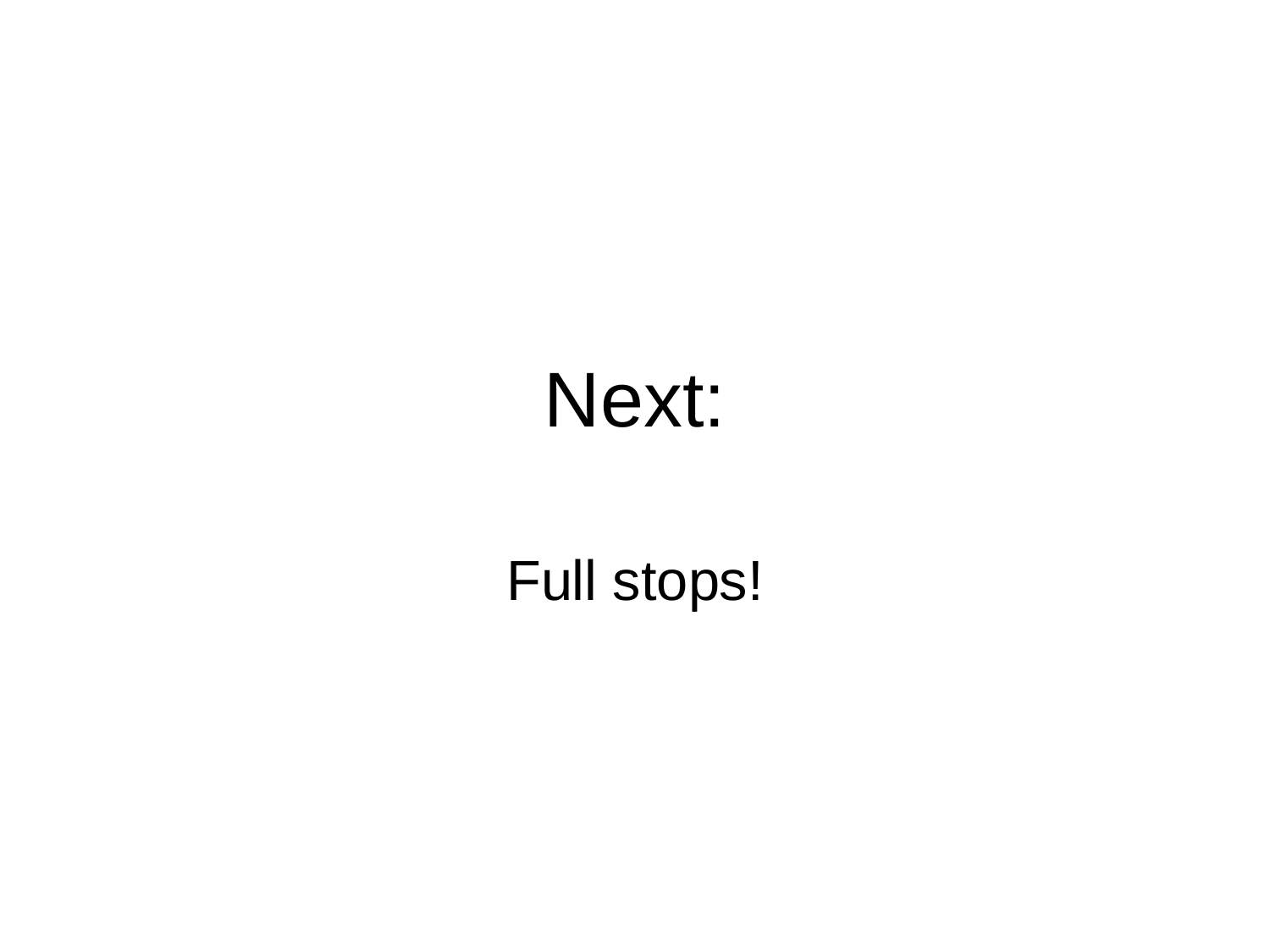# Next:

Full stops!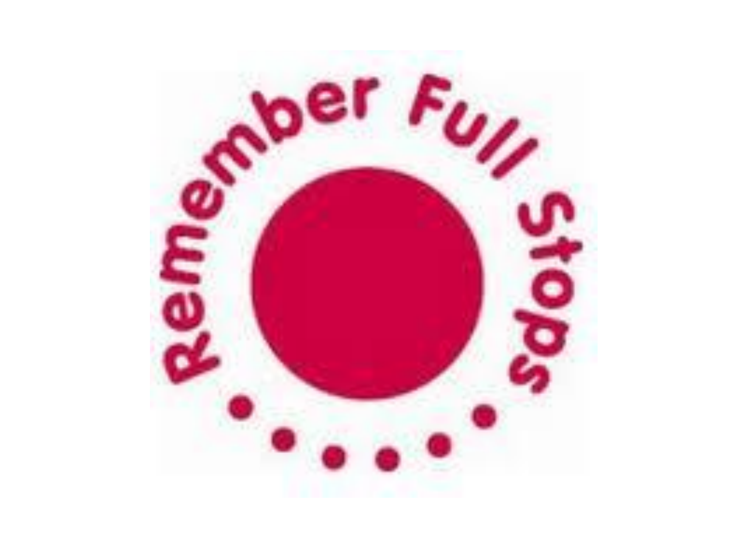Remember Full Stops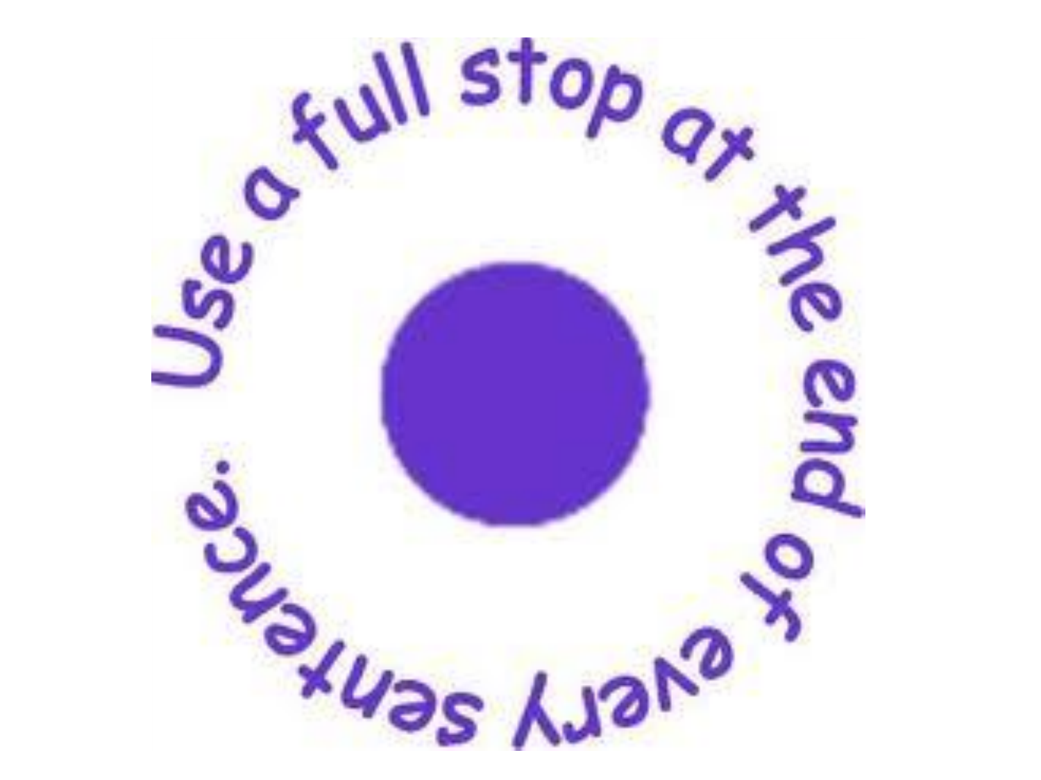Use a full stop at the end of every sentence.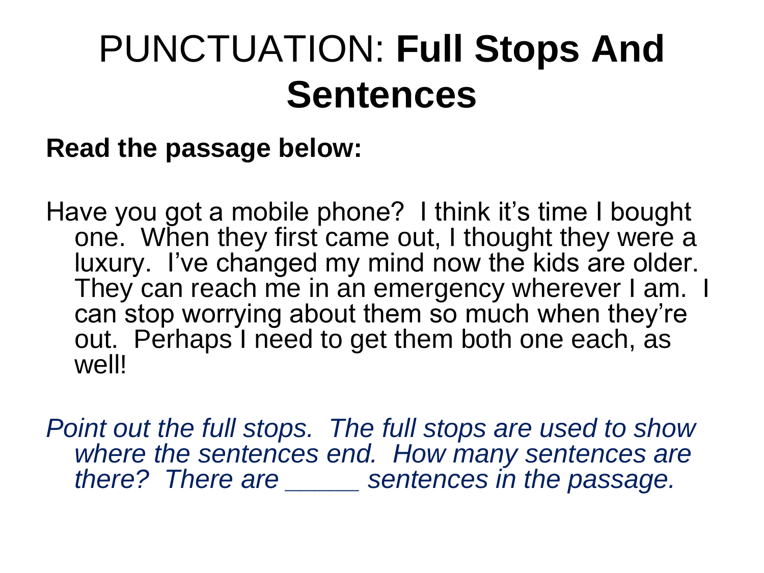# PUNCTUATION: **Full Stops And Sentences**

**Read the passage below:**

Have you got a mobile phone? I think it's time I bought one. When they first came out, I thought they were a luxury. I've changed my mind now the kids are older. They can reach me in an emergency wherever I am. I can stop worrying about them so much when they're out. Perhaps I need to get them both one each, as well!

*Point out the full stops. The full stops are used to show where the sentences end. How many sentences are there? There are _____ sentences in the passage.*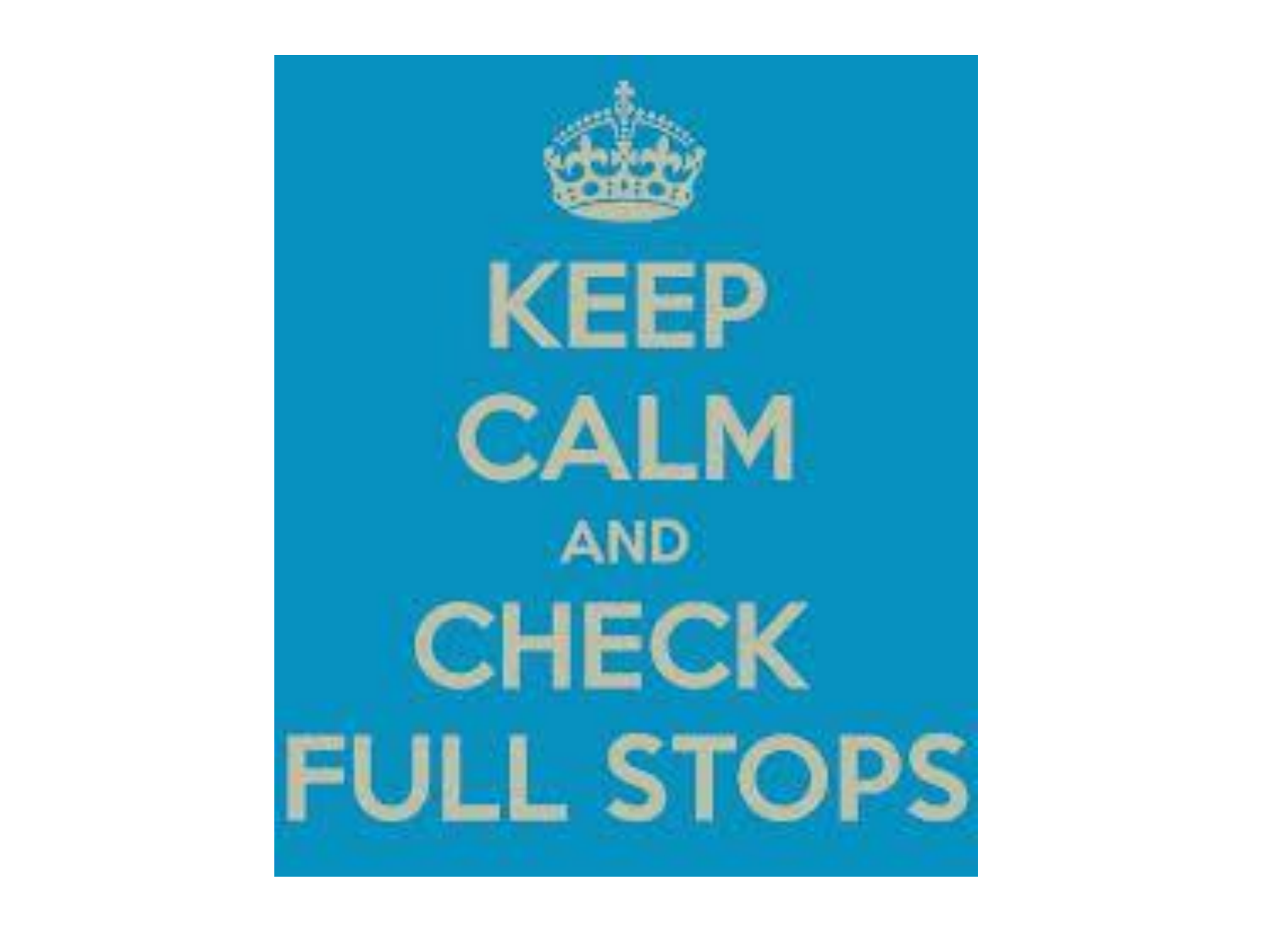KEEP CALM AND CHECK FULL STOPS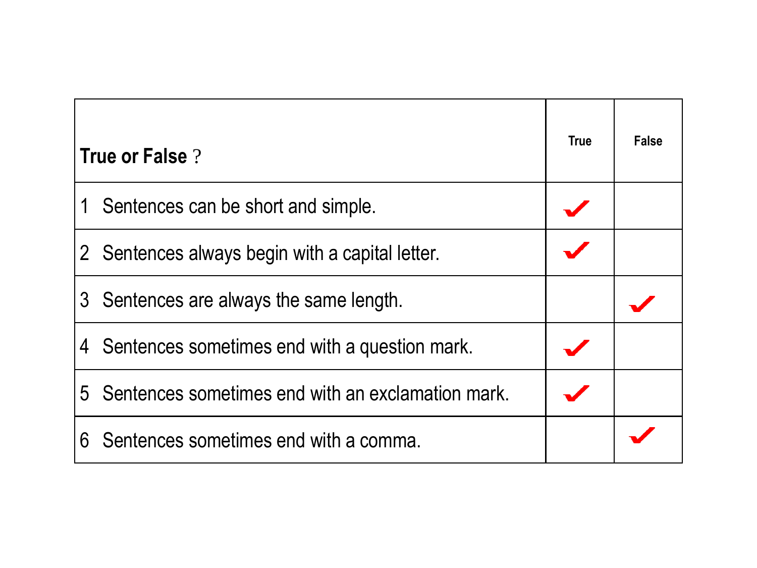| **True or False** ? | True | False |
|---|---|---|
| 1 Sentences can be short and simple. | ✔ | |
| 2 Sentences always begin with a capital letter. | ✔ | |
| 3 Sentences are always the same length. | | ✔ |
| 4 Sentences sometimes end with a question mark. | ✔ | |
| 5 Sentences sometimes end with an exclamation mark. | ✔ | |
| 6 Sentences sometimes end with a comma. | | ✔ |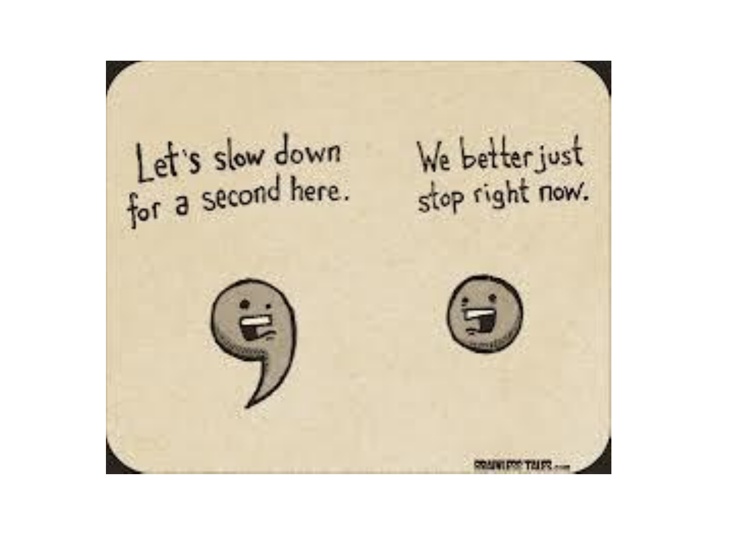Let's slow down for a second here.

We better just stop right now.